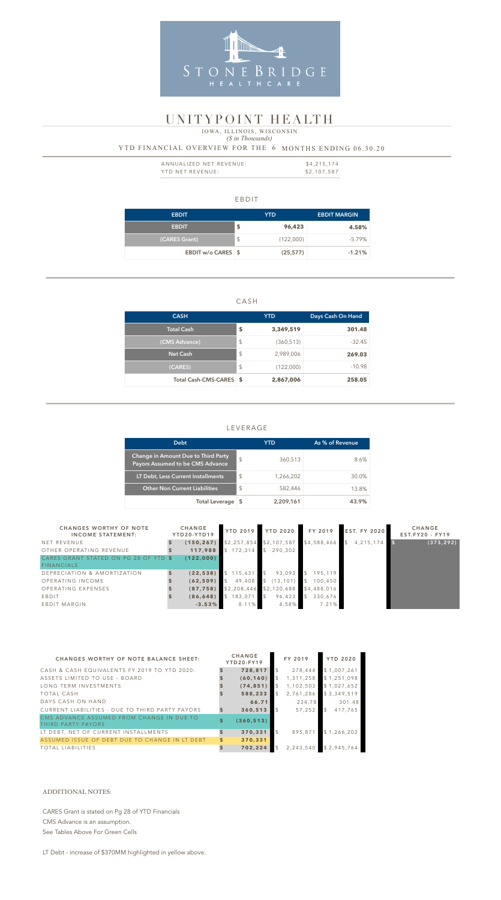STONEBRIDGE HEALTHCARE

# UNITYPOINT HEALTH

IOWA, ILLINOIS, WISCONSIN

*($ in Thousands)*

YTD FINANCIAL OVERVIEW FOR THE 6 MONTHS ENDING 06.30.20

| | |
|---|---|
| ANNUALIZED NET REVENUE: | $4,215,174 |
| YTD NET REVENUE: | $2,107,587 |

## EBDIT

| EBDIT | YTD | EBDIT MARGIN |
|---|---|---|
| EBDIT | $ 96,423 | 4.58% |
| (CARES Grant) | $ (122,000) | -5.79% |
| EBDIT w/o CARES | $ (25,577) | -1.21% |

## CASH

| CASH | YTD | Days Cash On Hand |
|---|---|---|
| Total Cash | $ 3,349,519 | 301.48 |
| (CMS Advance) | $ (360,513) | -32.45 |
| Net Cash | $ 2,989,006 | 269.03 |
| (CARES) | $ (122,000) | -10.98 |
| Total Cash-CMS-CARES | $ 2,867,006 | 258.05 |

## LEVERAGE

| Debt | YTD | As % of Revenue |
|---|---|---|
| Change in Amount Due to Third Party Payors Assumed to be CMS Advance | $ 360,513 | 8.6% |
| LT Debt, Less Current Installments | $ 1,266,202 | 30.0% |
| Other Non Current Liabilities | $ 582,446 | 13.8% |
| Total Leverage | $ 2,209,161 | 43.9% |

| CHANGES WORTHY OF NOTE INCOME STATEMENT: | CHANGE YTD20-YTD19 | YTD 2019 | YTD 2020 | FY 2019 | EST. FY 2020 | CHANGE EST.FY20 - FY19 |
|---|---|---|---|---|---|---|
| NET REVENUE | $ (150,267) | $2,257,854 | $2,107,587 | $4,588,466 | $ 4,215,174 | $ (373,292) |
| OTHER OPERATING REVENUE | $ 117,988 | $ 172,314 | $ 290,302 | | | |
| CARES GRANT STATED ON PG 28 OF YTD FINANCIALS | $ (122,000) | | | | | |
| DEPRECIATION & AMORTIZATION | $ (22,538) | $ 115,631 | $ 93,093 | $ 195,119 | | |
| OPERATING INCOME | $ (62,509) | $ 49,408 | $ (13,101) | $ 100,450 | | |
| OPERATING EXPENSES | $ (87,758) | $2,208,446 | $2,120,688 | $4,488,016 | | |
| EBDIT | $ (86,648) | $ 183,071 | $ 96,423 | $ 330,676 | | |
| EBDIT MARGIN | -3.53% | 8.11% | 4.58% | 7.21% | | |

| CHANGES WORTHY OF NOTE BALANCE SHEET: | CHANGE YTD20-FY19 | FY 2019 | YTD 2020 |
|---|---|---|---|
| CASH & CASH EQUIVALENTS FY 2019 TO YTD 2020: | $ 728,817 | $ 278,444 | $1,007,261 |
| ASSETS LIMITED TO USE - BOARD | $ (60,160) | $ 1,311,258 | $1,251,098 |
| LONG TERM INVESTMENTS | $ (74,851) | $ 1,102,503 | $1,027,652 |
| TOTAL CASH | $ 588,233 | $ 2,761,286 | $3,349,519 |
| DAYS CASH ON HAND | 66.71 | 234.78 | 301.48 |
| CURRENT LIABILITIES - DUE TO THIRD PARTY PAYORS | $ 360,513 | $ 57,252 | $ 417,765 |
| CMS ADVANCE ASSUMED FROM CHANGE IN DUE TO THIRD PARTY PAYORS | $ (360,513) | | |
| LT DEBT, NET OF CURRENT INSTALLMENTS | $ 370,331 | $ 895,871 | $1,266,202 |
| ASSUMED ISSUE OF DEBT DUE TO CHANGE IN LT DEBT | $ 370,331 | | |
| TOTAL LIABILITIES | $ 702,224 | $ 2,243,540 | $2,945,764 |

ADDITIONAL NOTES:

CARES Grant is stated on Pg 28 of YTD Financials

CMS Advance is an assumption.

See Tables Above For Green Cells

LT Debt - increase of $370MM highlighted in yellow above.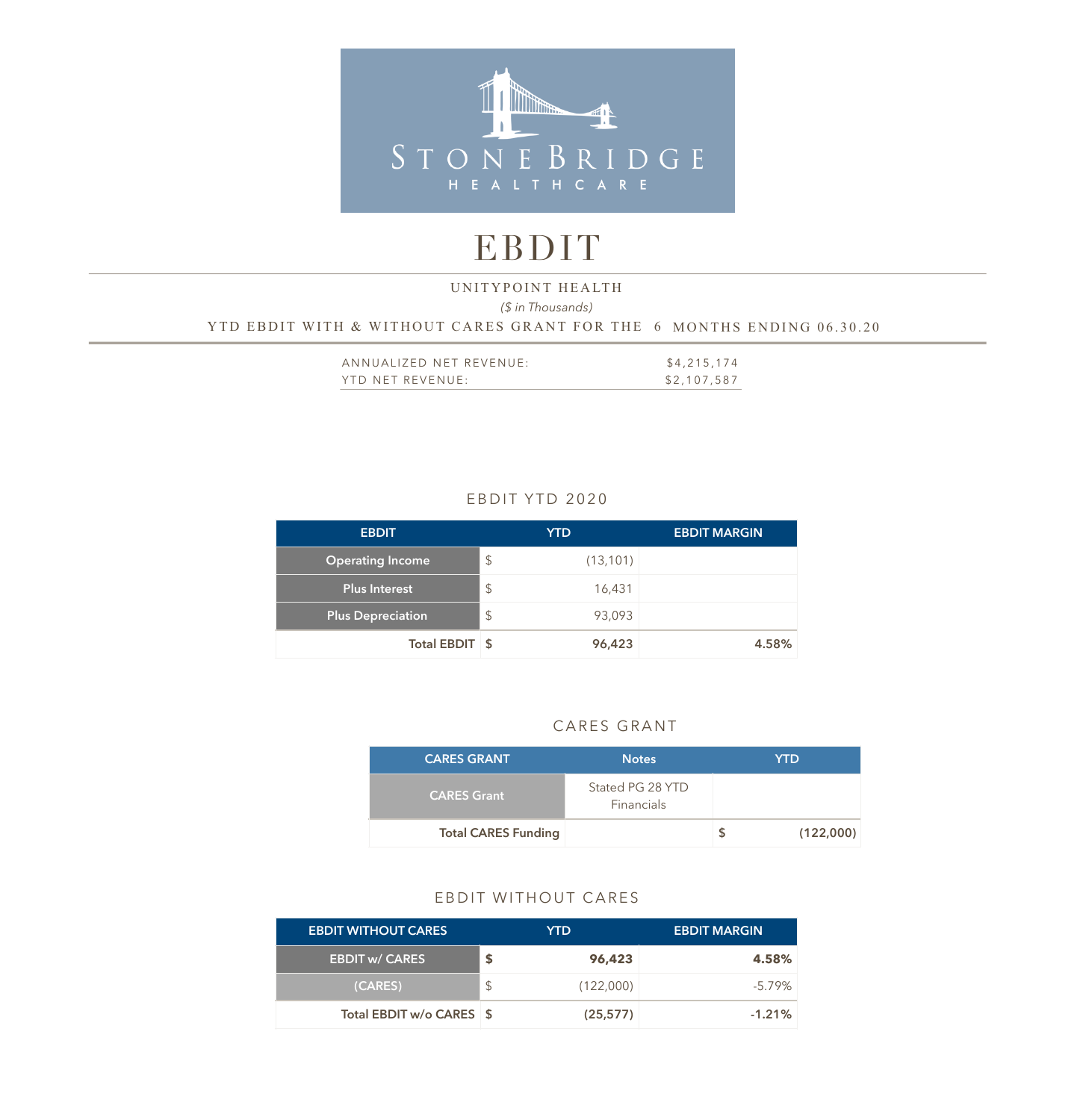STONEBRIDGE HEALTHCARE

# EBDIT

UNITYPOINT HEALTH

*($ in Thousands)*

YTD EBDIT WITH & WITHOUT CARES GRANT FOR THE 6 MONTHS ENDING 06.30.20

| | |
|---|---|
| ANNUALIZED NET REVENUE: | $4,215,174 |
| YTD NET REVENUE: | $2,107,587 |

## EBDIT YTD 2020

| EBDIT | | YTD | EBDIT MARGIN |
|---|---|---|---|
| Operating Income | $ | (13,101) | |
| Plus Interest | $ | 16,431 | |
| Plus Depreciation | $ | 93,093 | |
| **Total EBDIT** | **$** | **96,423** | **4.58%** |

## CARES GRANT

| CARES GRANT | Notes | | YTD |
|---|---|---|---|
| CARES Grant | Stated PG 28 YTD Financials | | |
| **Total CARES Funding** | | **$** | **(122,000)** |

## EBDIT WITHOUT CARES

| EBDIT WITHOUT CARES | | YTD | EBDIT MARGIN |
|---|---|---|---|
| EBDIT w/ CARES | **$** | **96,423** | **4.58%** |
| (CARES) | $ | (122,000) | -5.79% |
| **Total EBDIT w/o CARES** | **$** | **(25,577)** | **-1.21%** |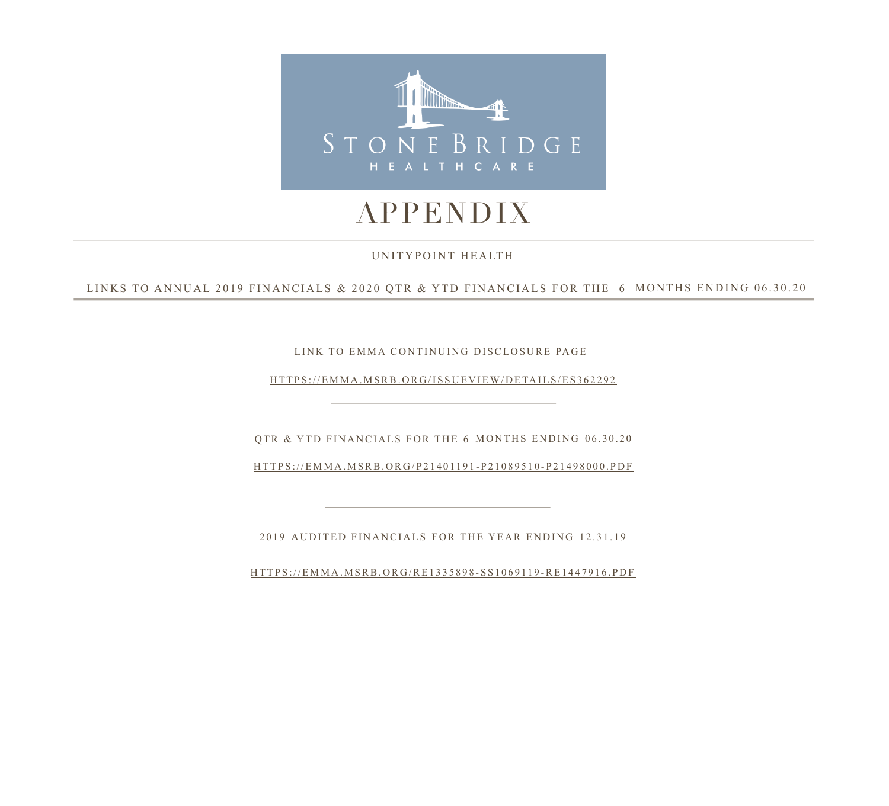STONEBRIDGE

HEALTHCARE

# APPENDIX

UNITYPOINT HEALTH

LINKS TO ANNUAL 2019 FINANCIALS & 2020 QTR & YTD FINANCIALS FOR THE 6 MONTHS ENDING 06.30.20

---

LINK TO EMMA CONTINUING DISCLOSURE PAGE

HTTPS://EMMA.MSRB.ORG/ISSUEVIEW/DETAILS/ES362292

---

QTR & YTD FINANCIALS FOR THE 6 MONTHS ENDING 06.30.20

HTTPS://EMMA.MSRB.ORG/P21401191-P21089510-P21498000.PDF

---

2019 AUDITED FINANCIALS FOR THE YEAR ENDING 12.31.19

HTTPS://EMMA.MSRB.ORG/RE1335898-SS1069119-RE1447916.PDF